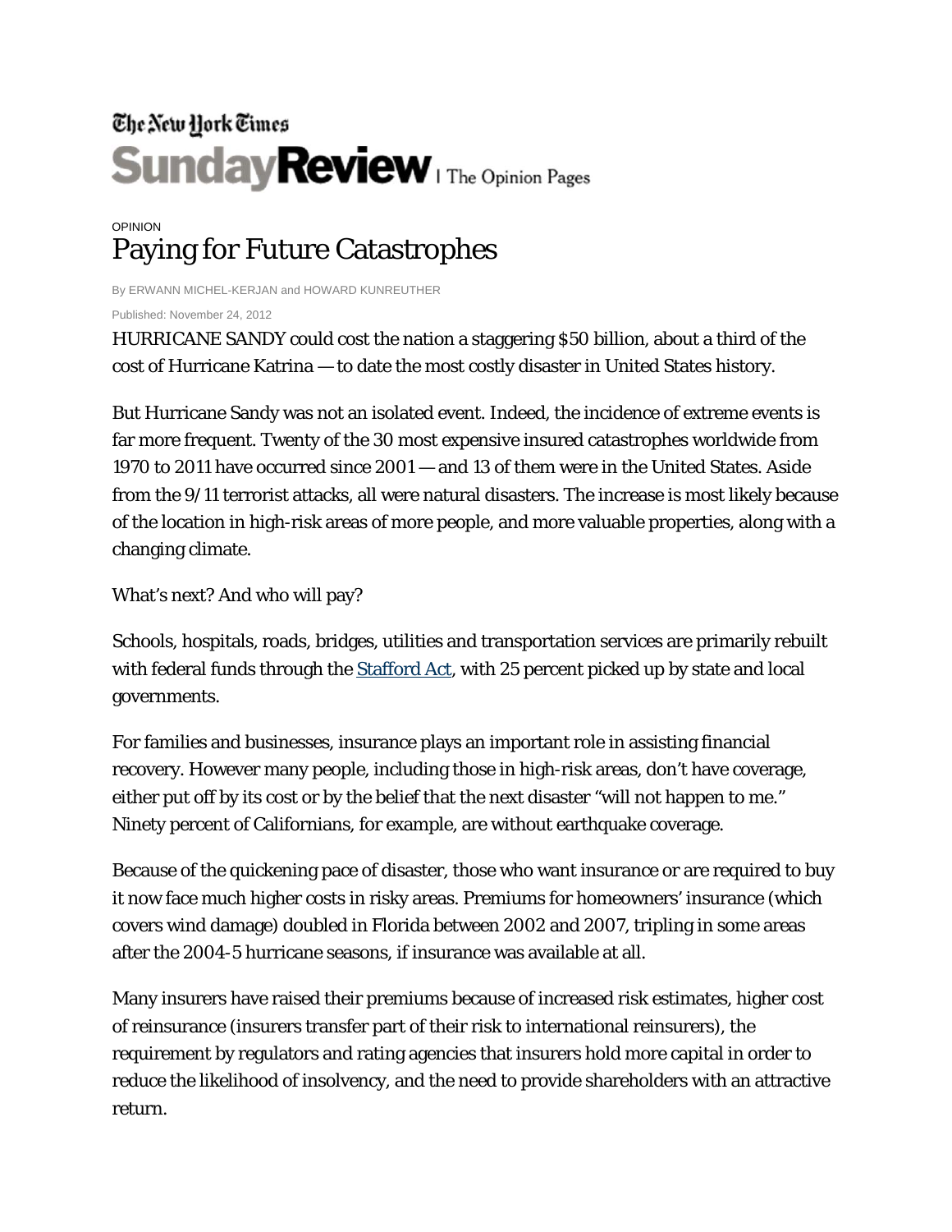The New York Times

SundayReview | The Opinion Pages

OPINION

# Paying for Future Catastrophes

By ERWANN MICHEL-KERJAN and HOWARD KUNREUTHER

Published: November 24, 2012

HURRICANE SANDY could cost the nation a staggering $50 billion, about a third of the cost of Hurricane Katrina — to date the most costly disaster in United States history.

But Hurricane Sandy was not an isolated event. Indeed, the incidence of extreme events is far more frequent. Twenty of the 30 most expensive insured catastrophes worldwide from 1970 to 2011 have occurred since 2001 — and 13 of them were in the United States. Aside from the 9/11 terrorist attacks, all were natural disasters. The increase is most likely because of the location in high-risk areas of more people, and more valuable properties, along with a changing climate.

What's next? And who will pay?

Schools, hospitals, roads, bridges, utilities and transportation services are primarily rebuilt with federal funds through the Stafford Act, with 25 percent picked up by state and local governments.

For families and businesses, insurance plays an important role in assisting financial recovery. However many people, including those in high-risk areas, don't have coverage, either put off by its cost or by the belief that the next disaster "will not happen to me." Ninety percent of Californians, for example, are without earthquake coverage.

Because of the quickening pace of disaster, those who want insurance or are required to buy it now face much higher costs in risky areas. Premiums for homeowners' insurance (which covers wind damage) doubled in Florida between 2002 and 2007, tripling in some areas after the 2004-5 hurricane seasons, if insurance was available at all.

Many insurers have raised their premiums because of increased risk estimates, higher cost of reinsurance (insurers transfer part of their risk to international reinsurers), the requirement by regulators and rating agencies that insurers hold more capital in order to reduce the likelihood of insolvency, and the need to provide shareholders with an attractive return.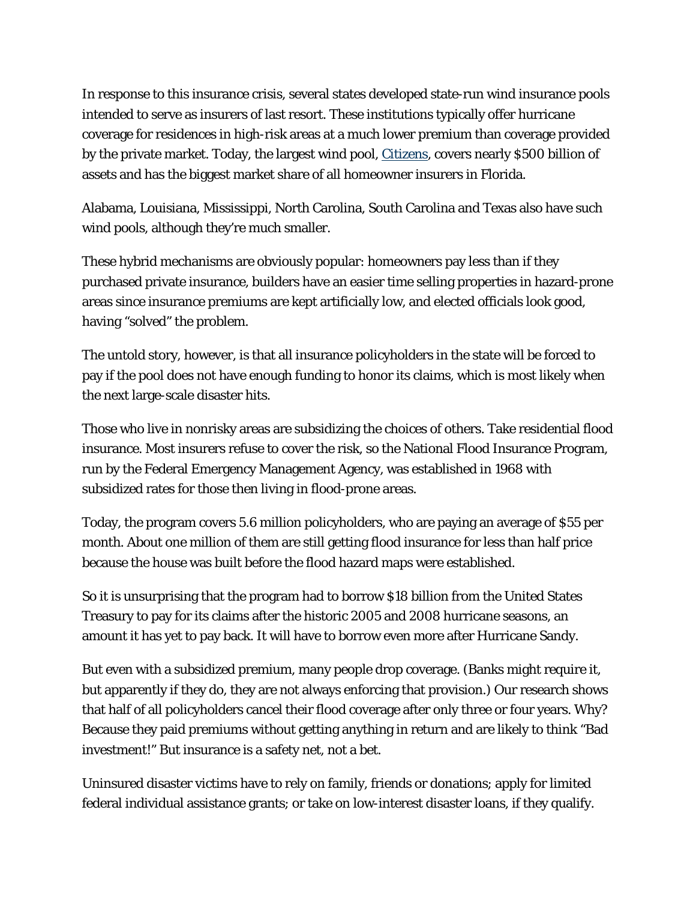In response to this insurance crisis, several states developed state-run wind insurance pools intended to serve as insurers of last resort. These institutions typically offer hurricane coverage for residences in high-risk areas at a much lower premium than coverage provided by the private market. Today, the largest wind pool, [Citizens](), covers nearly $500 billion of assets and has the biggest market share of all homeowner insurers in Florida.

Alabama, Louisiana, Mississippi, North Carolina, South Carolina and Texas also have such wind pools, although they're much smaller.

These hybrid mechanisms are obviously popular: homeowners pay less than if they purchased private insurance, builders have an easier time selling properties in hazard-prone areas since insurance premiums are kept artificially low, and elected officials look good, having "solved" the problem.

The untold story, however, is that all insurance policyholders in the state will be forced to pay if the pool does not have enough funding to honor its claims, which is most likely when the next large-scale disaster hits.

Those who live in nonrisky areas are subsidizing the choices of others. Take residential flood insurance. Most insurers refuse to cover the risk, so the National Flood Insurance Program, run by the Federal Emergency Management Agency, was established in 1968 with subsidized rates for those then living in flood-prone areas.

Today, the program covers 5.6 million policyholders, who are paying an average of $55 per month. About one million of them are still getting flood insurance for less than half price because the house was built before the flood hazard maps were established.

So it is unsurprising that the program had to borrow $18 billion from the United States Treasury to pay for its claims after the historic 2005 and 2008 hurricane seasons, an amount it has yet to pay back. It will have to borrow even more after Hurricane Sandy.

But even with a subsidized premium, many people drop coverage. (Banks might require it, but apparently if they do, they are not always enforcing that provision.) Our research shows that half of all policyholders cancel their flood coverage after only three or four years. Why? Because they paid premiums without getting anything in return and are likely to think "Bad investment!" But insurance is a safety net, not a bet.

Uninsured disaster victims have to rely on family, friends or donations; apply for limited federal individual assistance grants; or take on low-interest disaster loans, if they qualify.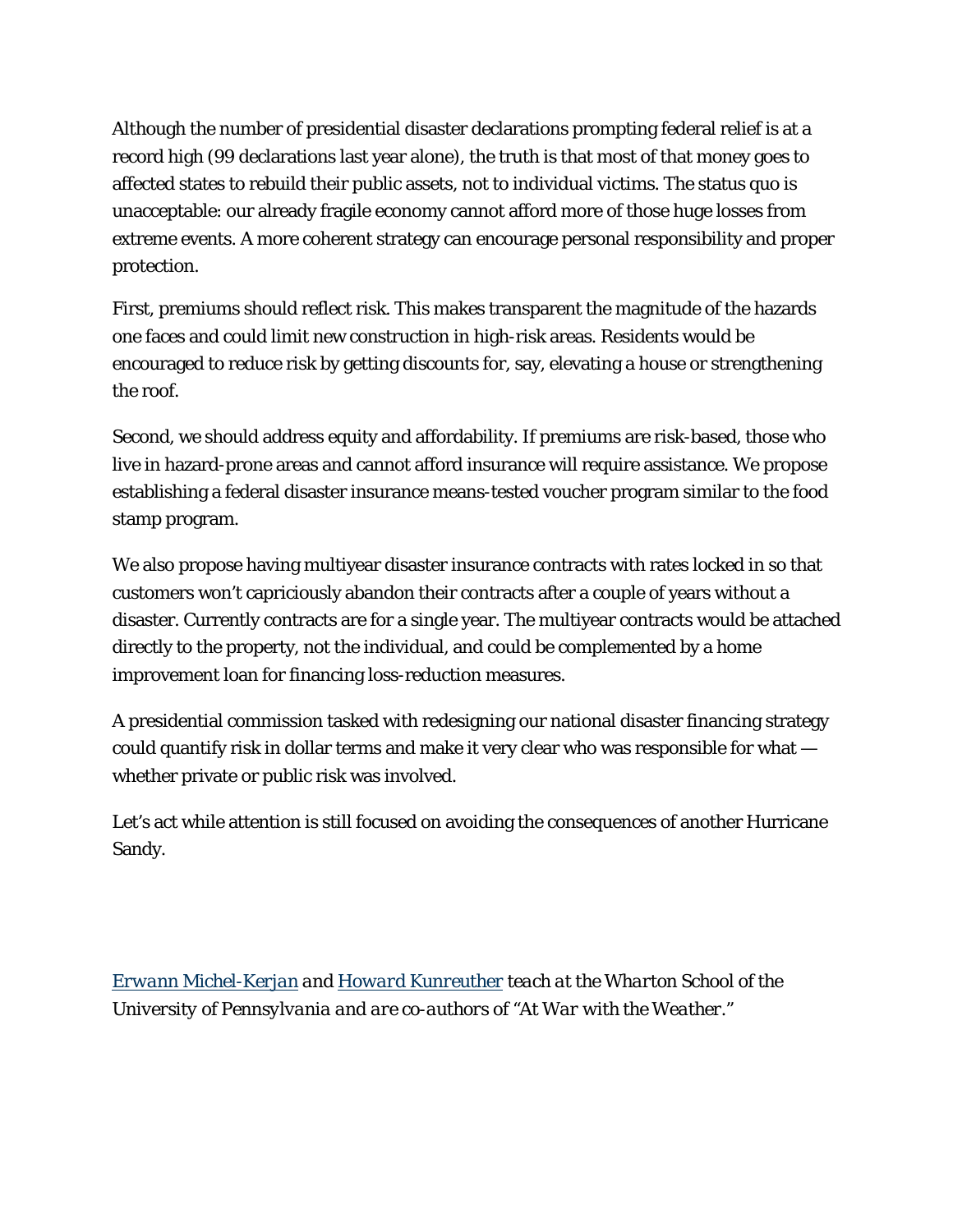Although the number of presidential disaster declarations prompting federal relief is at a record high (99 declarations last year alone), the truth is that most of that money goes to affected states to rebuild their public assets, not to individual victims. The status quo is unacceptable: our already fragile economy cannot afford more of those huge losses from extreme events. A more coherent strategy can encourage personal responsibility and proper protection.

First, premiums should reflect risk. This makes transparent the magnitude of the hazards one faces and could limit new construction in high-risk areas. Residents would be encouraged to reduce risk by getting discounts for, say, elevating a house or strengthening the roof.

Second, we should address equity and affordability. If premiums are risk-based, those who live in hazard-prone areas and cannot afford insurance will require assistance. We propose establishing a federal disaster insurance means-tested voucher program similar to the food stamp program.

We also propose having multiyear disaster insurance contracts with rates locked in so that customers won't capriciously abandon their contracts after a couple of years without a disaster. Currently contracts are for a single year. The multiyear contracts would be attached directly to the property, not the individual, and could be complemented by a home improvement loan for financing loss-reduction measures.

A presidential commission tasked with redesigning our national disaster financing strategy could quantify risk in dollar terms and make it very clear who was responsible for what — whether private or public risk was involved.

Let's act while attention is still focused on avoiding the consequences of another Hurricane Sandy.

*Erwann Michel-Kerjan and Howard Kunreuther teach at the Wharton School of the University of Pennsylvania and are co-authors of "At War with the Weather."*